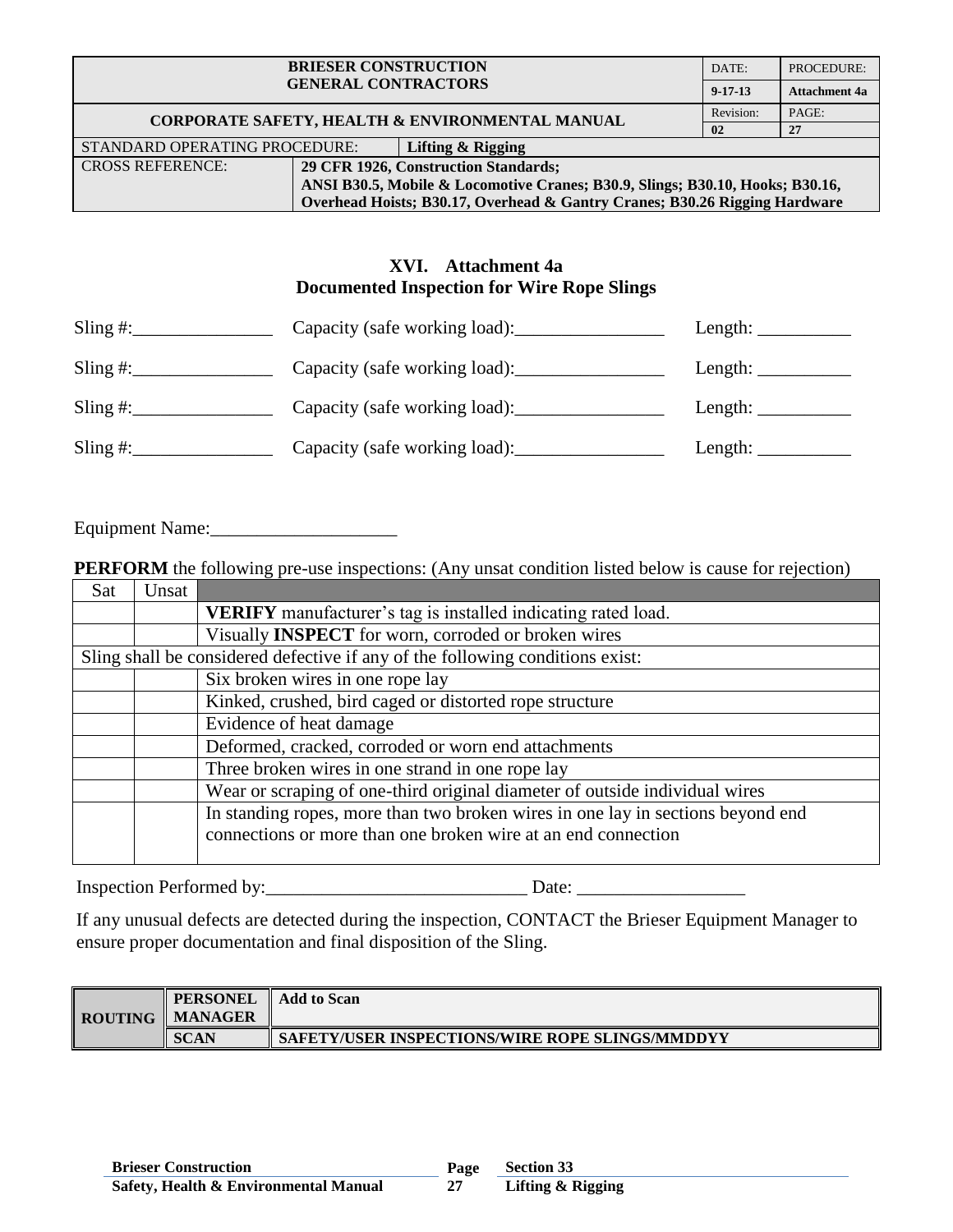| BRIESER CONSTRUCTION GENERAL CONTRACTORS | | DATE: | PROCEDURE: |
|---|---|---|---|
| | | 9-17-13 | Attachment 4a |
| CORPORATE SAFETY, HEALTH & ENVIRONMENTAL MANUAL | | Revision: | PAGE: |
| | | 02 | 27 |
| STANDARD OPERATING PROCEDURE: | Lifting & Rigging | | |
| CROSS REFERENCE: | 29 CFR 1926, Construction Standards; ANSI B30.5, Mobile & Locomotive Cranes; B30.9, Slings; B30.10, Hooks; B30.16, Overhead Hoists; B30.17, Overhead & Gantry Cranes; B30.26 Rigging Hardware | | |

## XVI. Attachment 4a
## Documented Inspection for Wire Rope Slings

Sling #:_______________ Capacity (safe working load):________________ Length: __________

Sling #:_______________ Capacity (safe working load):________________ Length: __________

Sling #:_______________ Capacity (safe working load):________________ Length: __________

Sling #:_______________ Capacity (safe working load):________________ Length: __________

Equipment Name:___________________

**PERFORM** the following pre-use inspections: (Any unsat condition listed below is cause for rejection)

| Sat | Unsat | |
|---|---|---|
| | | **VERIFY** manufacturer's tag is installed indicating rated load. |
| | | Visually **INSPECT** for worn, corroded or broken wires |
| Sling shall be considered defective if any of the following conditions exist: | | |
| | | Six broken wires in one rope lay |
| | | Kinked, crushed, bird caged or distorted rope structure |
| | | Evidence of heat damage |
| | | Deformed, cracked, corroded or worn end attachments |
| | | Three broken wires in one strand in one rope lay |
| | | Wear or scraping of one-third original diameter of outside individual wires |
| | | In standing ropes, more than two broken wires in one lay in sections beyond end connections or more than one broken wire at an end connection |

Inspection Performed by:____________________________ Date: __________________

If any unusual defects are detected during the inspection, CONTACT the Brieser Equipment Manager to ensure proper documentation and final disposition of the Sling.

| ROUTING | PERSONEL MANAGER | Add to Scan |
|---|---|---|
| | SCAN | SAFETY/USER INSPECTIONS/WIRE ROPE SLINGS/MMDDYY |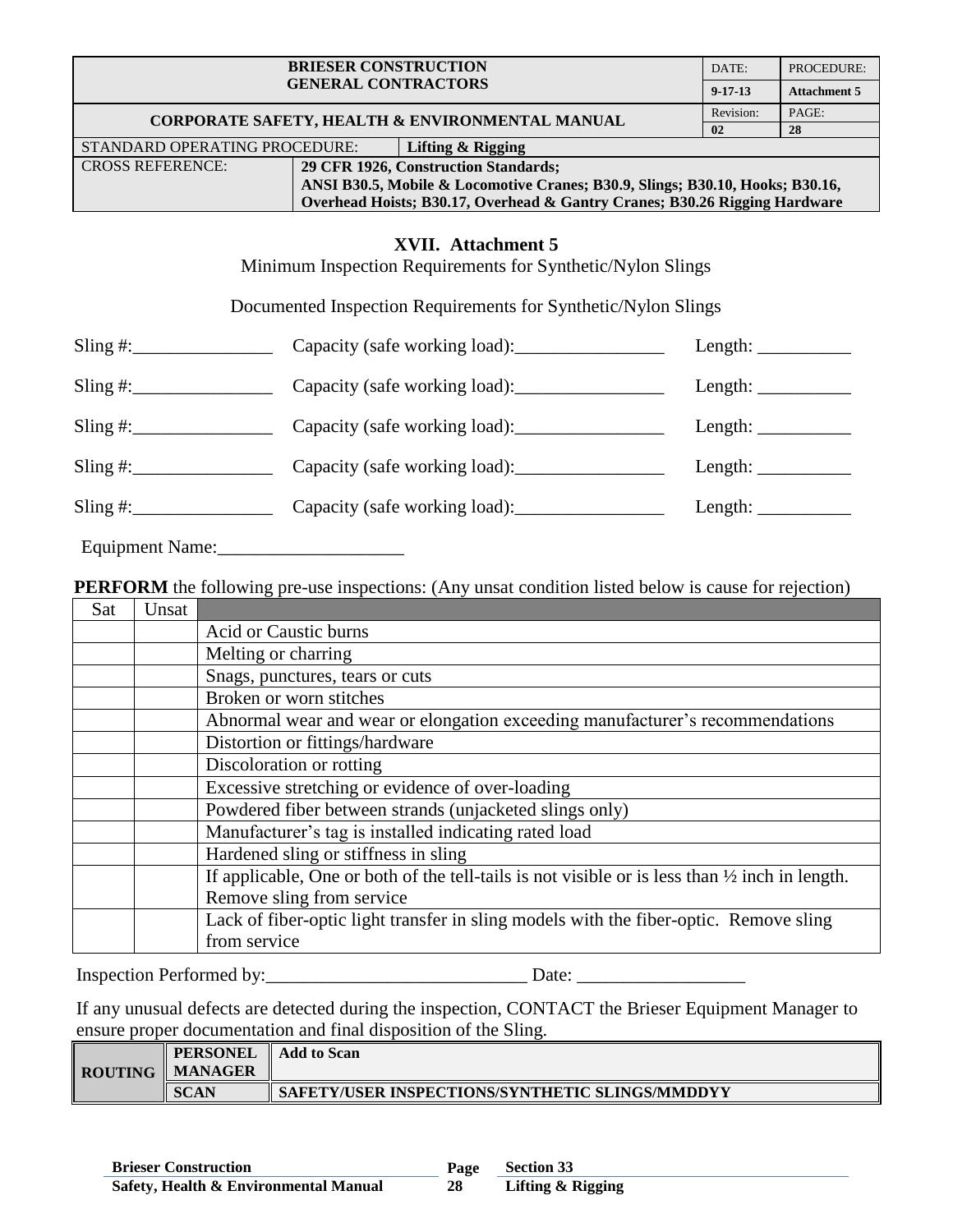| BRIESER CONSTRUCTION GENERAL CONTRACTORS | | DATE: | PROCEDURE: |
|---|---|---|---|
| | | 9-17-13 | Attachment 5 |
| CORPORATE SAFETY, HEALTH & ENVIRONMENTAL MANUAL | | Revision: | PAGE: |
| | | 02 | 28 |
| STANDARD OPERATING PROCEDURE: | Lifting & Rigging | | |
| CROSS REFERENCE: | 29 CFR 1926, Construction Standards; ANSI B30.5, Mobile & Locomotive Cranes; B30.9, Slings; B30.10, Hooks; B30.16, Overhead Hoists; B30.17, Overhead & Gantry Cranes; B30.26 Rigging Hardware | | |

## XVII. Attachment 5

Minimum Inspection Requirements for Synthetic/Nylon Slings

Documented Inspection Requirements for Synthetic/Nylon Slings

Sling #:_______________ Capacity (safe working load):________________ Length: __________

Sling #:_______________ Capacity (safe working load):________________ Length: __________

Sling #:_______________ Capacity (safe working load):________________ Length: __________

Sling #:_______________ Capacity (safe working load):________________ Length: __________

Sling #:_______________ Capacity (safe working load):________________ Length: __________

Equipment Name:___________________

**PERFORM** the following pre-use inspections: (Any unsat condition listed below is cause for rejection)

| Sat | Unsat | |
|---|---|---|
| | | Acid or Caustic burns |
| | | Melting or charring |
| | | Snags, punctures, tears or cuts |
| | | Broken or worn stitches |
| | | Abnormal wear and wear or elongation exceeding manufacturer's recommendations |
| | | Distortion or fittings/hardware |
| | | Discoloration or rotting |
| | | Excessive stretching or evidence of over-loading |
| | | Powdered fiber between strands (unjacketed slings only) |
| | | Manufacturer's tag is installed indicating rated load |
| | | Hardened sling or stiffness in sling |
| | | If applicable, One or both of the tell-tails is not visible or is less than ½ inch in length. Remove sling from service |
| | | Lack of fiber-optic light transfer in sling models with the fiber-optic. Remove sling from service |

Inspection Performed by:____________________________ Date: __________________

If any unusual defects are detected during the inspection, CONTACT the Brieser Equipment Manager to ensure proper documentation and final disposition of the Sling.

| ROUTING | PERSONEL MANAGER | Add to Scan |
|---|---|---|
| | SCAN | SAFETY/USER INSPECTIONS/SYNTHETIC SLINGS/MMDDYY |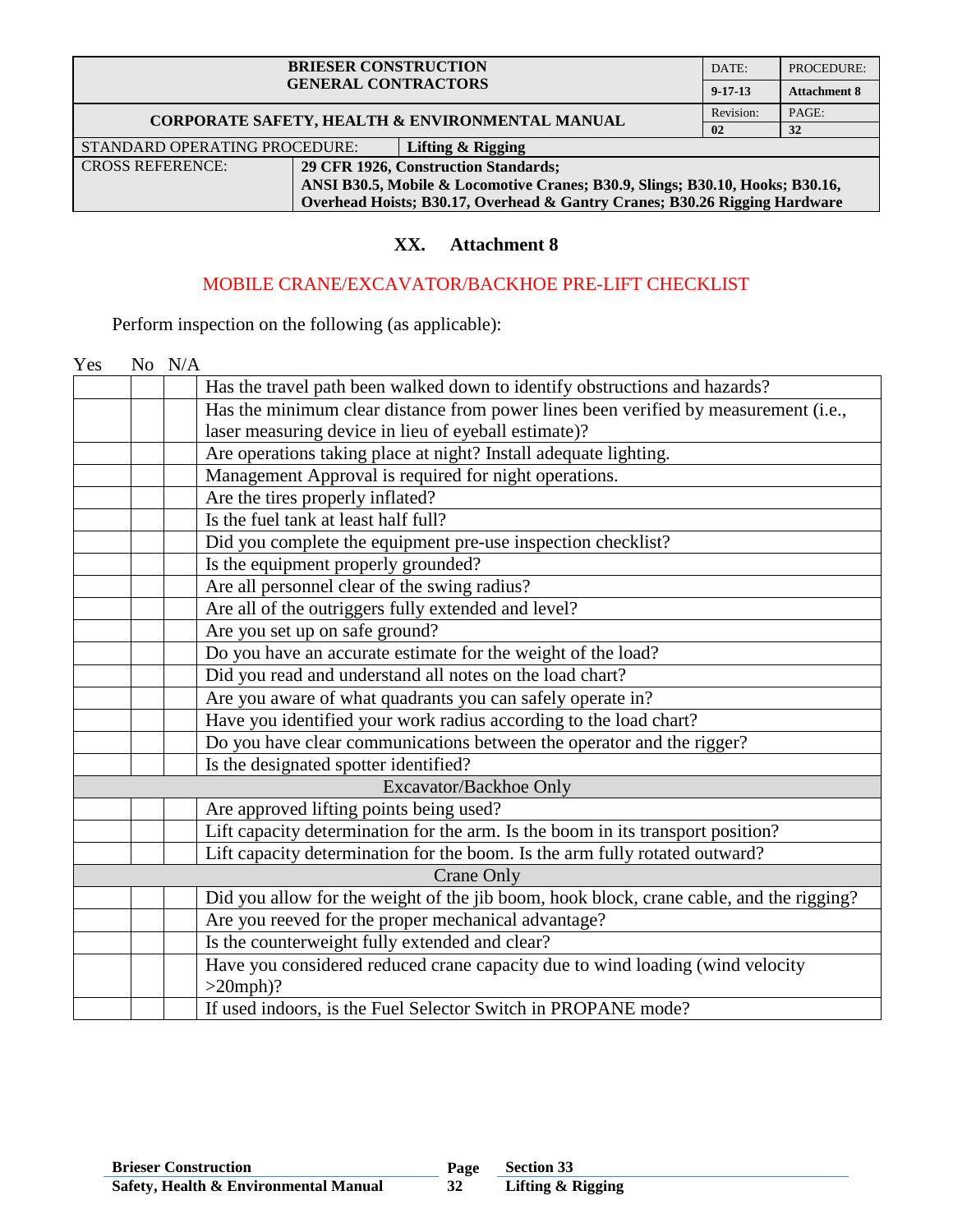| BRIESER CONSTRUCTION GENERAL CONTRACTORS | | DATE: | PROCEDURE: |
|---|---|---|---|
| | | 9-17-13 | Attachment 8 |
| CORPORATE SAFETY, HEALTH & ENVIRONMENTAL MANUAL | | Revision: | PAGE: |
| | | 02 | 32 |
| STANDARD OPERATING PROCEDURE: | Lifting & Rigging | | |
| CROSS REFERENCE: | 29 CFR 1926, Construction Standards; ANSI B30.5, Mobile & Locomotive Cranes; B30.9, Slings; B30.10, Hooks; B30.16, Overhead Hoists; B30.17, Overhead & Gantry Cranes; B30.26 Rigging Hardware | | |

## XX. Attachment 8

### MOBILE CRANE/EXCAVATOR/BACKHOE PRE-LIFT CHECKLIST

Perform inspection on the following (as applicable):

| Yes | No | N/A | |
|---|---|---|---|
| | | | Has the travel path been walked down to identify obstructions and hazards? |
| | | | Has the minimum clear distance from power lines been verified by measurement (i.e., laser measuring device in lieu of eyeball estimate)? |
| | | | Are operations taking place at night? Install adequate lighting. |
| | | | Management Approval is required for night operations. |
| | | | Are the tires properly inflated? |
| | | | Is the fuel tank at least half full? |
| | | | Did you complete the equipment pre-use inspection checklist? |
| | | | Is the equipment properly grounded? |
| | | | Are all personnel clear of the swing radius? |
| | | | Are all of the outriggers fully extended and level? |
| | | | Are you set up on safe ground? |
| | | | Do you have an accurate estimate for the weight of the load? |
| | | | Did you read and understand all notes on the load chart? |
| | | | Are you aware of what quadrants you can safely operate in? |
| | | | Have you identified your work radius according to the load chart? |
| | | | Do you have clear communications between the operator and the rigger? |
| | | | Is the designated spotter identified? |
| **Excavator/Backhoe Only** | | | |
| | | | Are approved lifting points being used? |
| | | | Lift capacity determination for the arm. Is the boom in its transport position? |
| | | | Lift capacity determination for the boom. Is the arm fully rotated outward? |
| **Crane Only** | | | |
| | | | Did you allow for the weight of the jib boom, hook block, crane cable, and the rigging? |
| | | | Are you reeved for the proper mechanical advantage? |
| | | | Is the counterweight fully extended and clear? |
| | | | Have you considered reduced crane capacity due to wind loading (wind velocity >20mph)? |
| | | | If used indoors, is the Fuel Selector Switch in PROPANE mode? |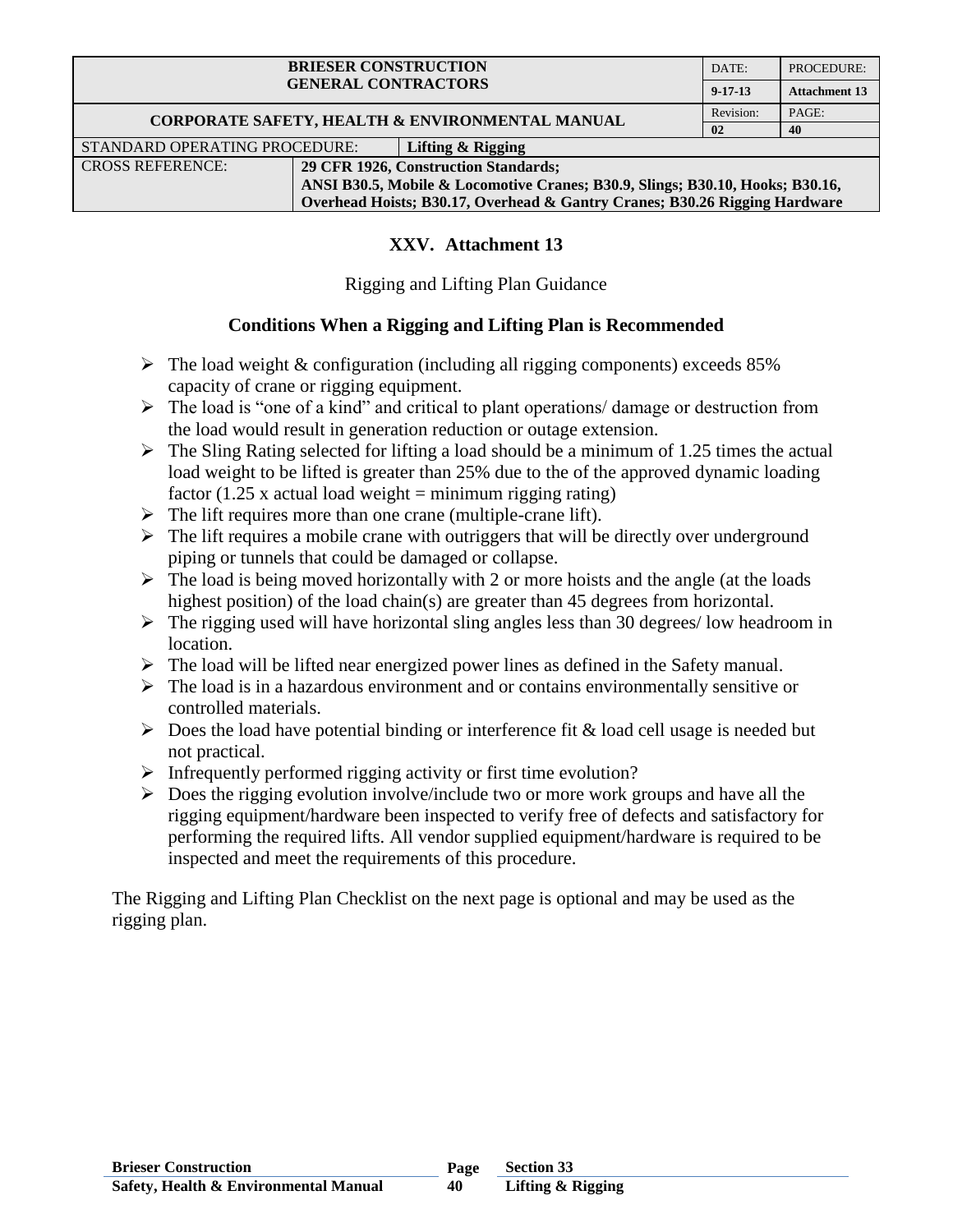| BRIESER CONSTRUCTION GENERAL CONTRACTORS | | DATE: | PROCEDURE: |
|---|---|---|---|
| | | 9-17-13 | Attachment 13 |
| CORPORATE SAFETY, HEALTH & ENVIRONMENTAL MANUAL | | Revision: | PAGE: |
| | | 02 | 40 |
| STANDARD OPERATING PROCEDURE: | Lifting & Rigging | | |
| CROSS REFERENCE: | 29 CFR 1926, Construction Standards; ANSI B30.5, Mobile & Locomotive Cranes; B30.9, Slings; B30.10, Hooks; B30.16, Overhead Hoists; B30.17, Overhead & Gantry Cranes; B30.26 Rigging Hardware | | |

## XXV. Attachment 13

Rigging and Lifting Plan Guidance

### Conditions When a Rigging and Lifting Plan is Recommended

- The load weight & configuration (including all rigging components) exceeds 85% capacity of crane or rigging equipment.
- The load is "one of a kind" and critical to plant operations/ damage or destruction from the load would result in generation reduction or outage extension.
- The Sling Rating selected for lifting a load should be a minimum of 1.25 times the actual load weight to be lifted is greater than 25% due to the of the approved dynamic loading factor (1.25 x actual load weight = minimum rigging rating)
- The lift requires more than one crane (multiple-crane lift).
- The lift requires a mobile crane with outriggers that will be directly over underground piping or tunnels that could be damaged or collapse.
- The load is being moved horizontally with 2 or more hoists and the angle (at the loads highest position) of the load chain(s) are greater than 45 degrees from horizontal.
- The rigging used will have horizontal sling angles less than 30 degrees/ low headroom in location.
- The load will be lifted near energized power lines as defined in the Safety manual.
- The load is in a hazardous environment and or contains environmentally sensitive or controlled materials.
- Does the load have potential binding or interference fit & load cell usage is needed but not practical.
- Infrequently performed rigging activity or first time evolution?
- Does the rigging evolution involve/include two or more work groups and have all the rigging equipment/hardware been inspected to verify free of defects and satisfactory for performing the required lifts. All vendor supplied equipment/hardware is required to be inspected and meet the requirements of this procedure.

The Rigging and Lifting Plan Checklist on the next page is optional and may be used as the rigging plan.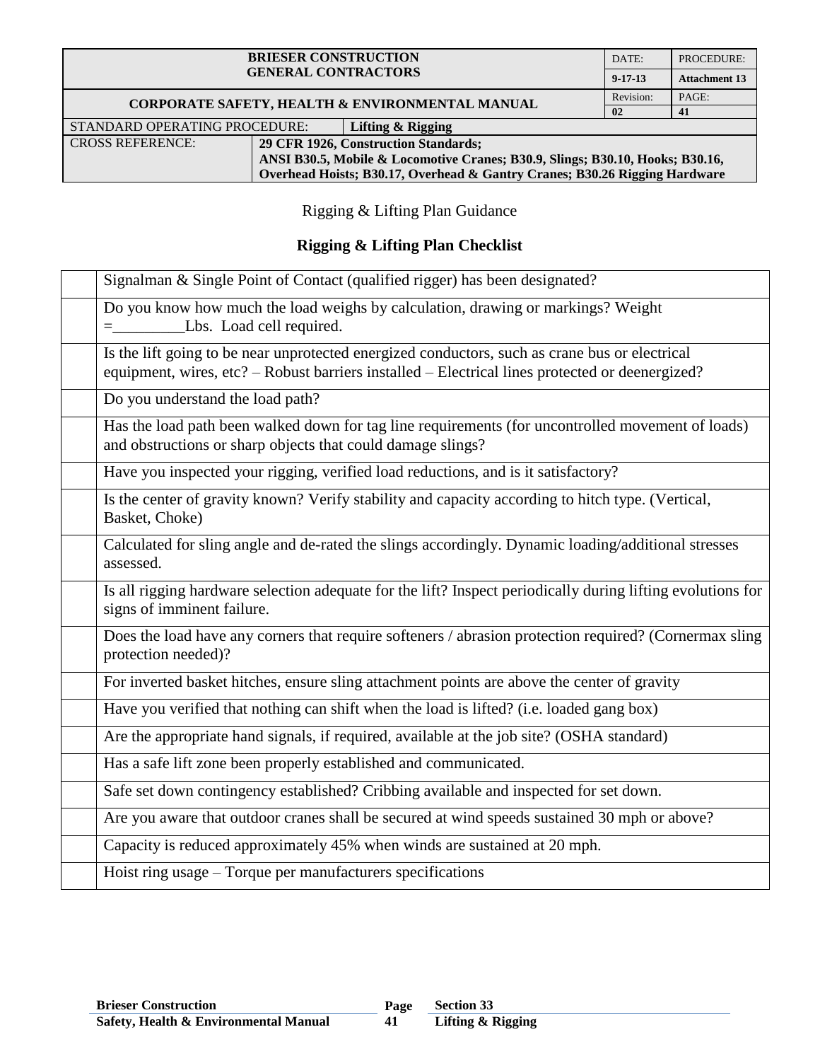Rigging & Lifting Plan Guidance

## Rigging & Lifting Plan Checklist

| | |
|---|---|
| | Signalman & Single Point of Contact (qualified rigger) has been designated? |
| | Do you know how much the load weighs by calculation, drawing or markings? Weight =_________Lbs. Load cell required. |
| | Is the lift going to be near unprotected energized conductors, such as crane bus or electrical equipment, wires, etc? – Robust barriers installed – Electrical lines protected or deenergized? |
| | Do you understand the load path? |
| | Has the load path been walked down for tag line requirements (for uncontrolled movement of loads) and obstructions or sharp objects that could damage slings? |
| | Have you inspected your rigging, verified load reductions, and is it satisfactory? |
| | Is the center of gravity known? Verify stability and capacity according to hitch type. (Vertical, Basket, Choke) |
| | Calculated for sling angle and de-rated the slings accordingly. Dynamic loading/additional stresses assessed. |
| | Is all rigging hardware selection adequate for the lift? Inspect periodically during lifting evolutions for signs of imminent failure. |
| | Does the load have any corners that require softeners / abrasion protection required? (Cornermax sling protection needed)? |
| | For inverted basket hitches, ensure sling attachment points are above the center of gravity |
| | Have you verified that nothing can shift when the load is lifted? (i.e. loaded gang box) |
| | Are the appropriate hand signals, if required, available at the job site? (OSHA standard) |
| | Has a safe lift zone been properly established and communicated. |
| | Safe set down contingency established? Cribbing available and inspected for set down. |
| | Are you aware that outdoor cranes shall be secured at wind speeds sustained 30 mph or above? |
| | Capacity is reduced approximately 45% when winds are sustained at 20 mph. |
| | Hoist ring usage – Torque per manufacturers specifications |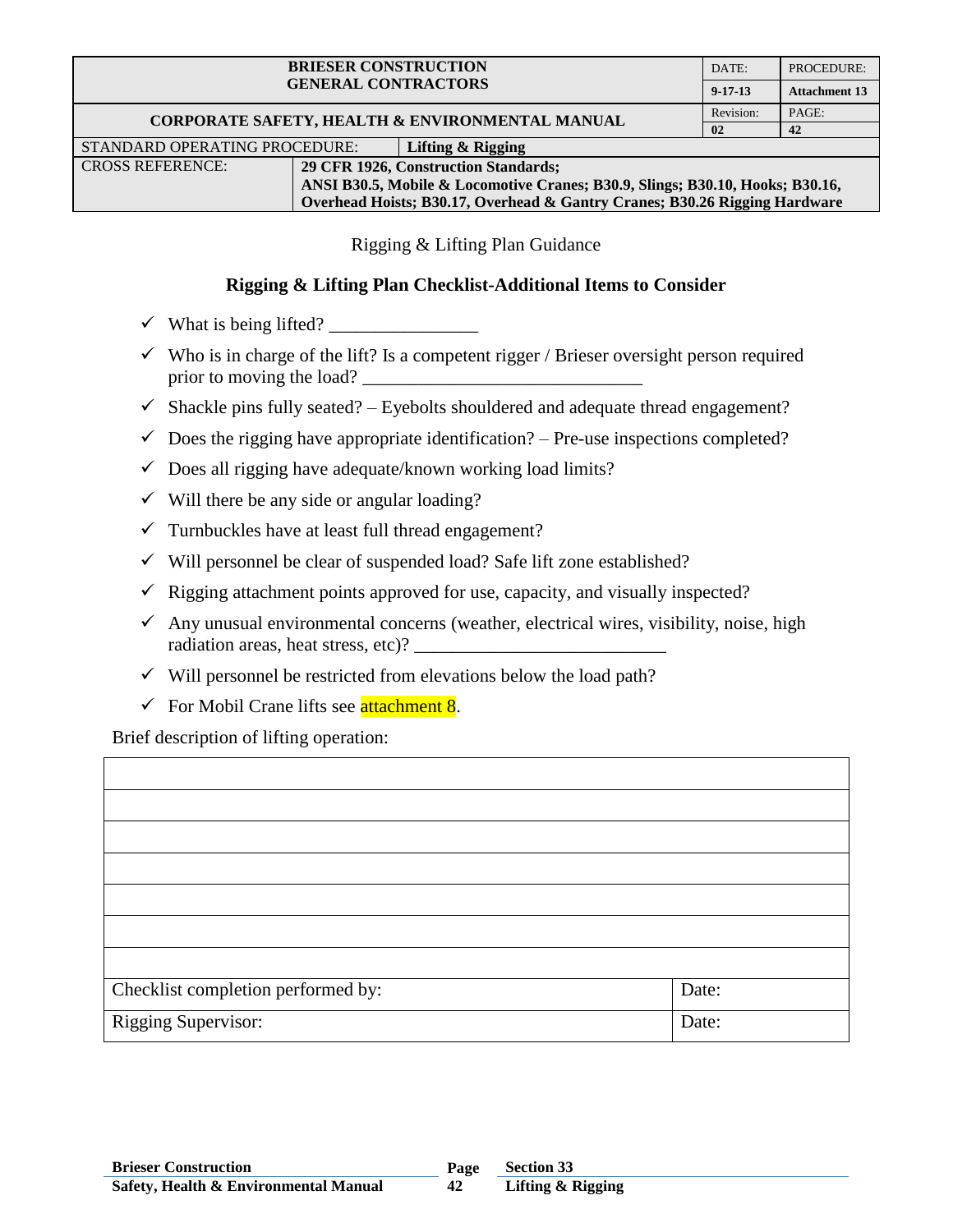| BRIESER CONSTRUCTION GENERAL CONTRACTORS | | DATE: | PROCEDURE: |
|---|---|---|---|
| | | 9-17-13 | Attachment 13 |
| CORPORATE SAFETY, HEALTH & ENVIRONMENTAL MANUAL | | Revision: | PAGE: |
| | | 02 | 42 |
| STANDARD OPERATING PROCEDURE: | Lifting & Rigging | | |
| CROSS REFERENCE: | 29 CFR 1926, Construction Standards; ANSI B30.5, Mobile & Locomotive Cranes; B30.9, Slings; B30.10, Hooks; B30.16, Overhead Hoists; B30.17, Overhead & Gantry Cranes; B30.26 Rigging Hardware | | |

Rigging & Lifting Plan Guidance

## Rigging & Lifting Plan Checklist-Additional Items to Consider

- ✓ What is being lifted? ________________
- ✓ Who is in charge of the lift? Is a competent rigger / Brieser oversight person required prior to moving the load? ______________________________
- ✓ Shackle pins fully seated? – Eyebolts shouldered and adequate thread engagement?
- ✓ Does the rigging have appropriate identification? – Pre-use inspections completed?
- ✓ Does all rigging have adequate/known working load limits?
- ✓ Will there be any side or angular loading?
- ✓ Turnbuckles have at least full thread engagement?
- ✓ Will personnel be clear of suspended load? Safe lift zone established?
- ✓ Rigging attachment points approved for use, capacity, and visually inspected?
- ✓ Any unusual environmental concerns (weather, electrical wires, visibility, noise, high radiation areas, heat stress, etc)? ___________________________
- ✓ Will personnel be restricted from elevations below the load path?
- ✓ For Mobil Crane lifts see attachment 8.

Brief description of lifting operation:

| | |
|---|---|
| | |
| | |
| | |
| | |
| | |
| | |
| | |
| Checklist completion performed by: | Date: |
| Rigging Supervisor: | Date: |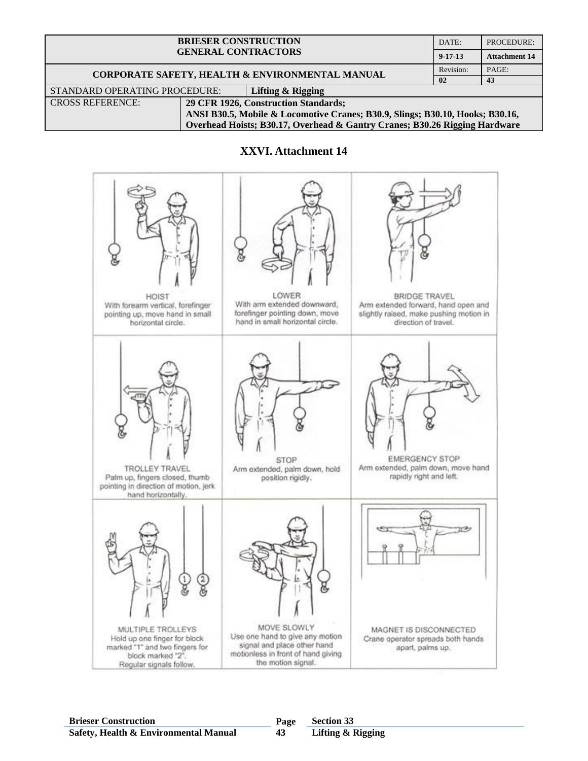| BRIESER CONSTRUCTION GENERAL CONTRACTORS | | DATE: | PROCEDURE: |
|---|---|---|---|
| | | 9-17-13 | Attachment 14 |
| CORPORATE SAFETY, HEALTH & ENVIRONMENTAL MANUAL | | Revision: | PAGE: |
| | | 02 | 43 |
| STANDARD OPERATING PROCEDURE: | Lifting & Rigging | | |
| CROSS REFERENCE: | 29 CFR 1926, Construction Standards; ANSI B30.5, Mobile & Locomotive Cranes; B30.9, Slings; B30.10, Hooks; B30.16, Overhead Hoists; B30.17, Overhead & Gantry Cranes; B30.26 Rigging Hardware | | |

## XXVI. Attachment 14

HOIST
With forearm vertical, forefinger pointing up, move hand in small horizontal circle.

LOWER
With arm extended downward, forefinger pointing down, move hand in small horizontal circle.

BRIDGE TRAVEL
Arm extended forward, hand open and slightly raised, make pushing motion in direction of travel.

TROLLEY TRAVEL
Palm up, fingers closed, thumb pointing in direction of motion, jerk hand horizontally.

STOP
Arm extended, palm down, hold position rigidly.

EMERGENCY STOP
Arm extended, palm down, move hand rapidly right and left.

MULTIPLE TROLLEYS
Hold up one finger for block marked "1" and two fingers for block marked "2". Regular signals follow.

MOVE SLOWLY
Use one hand to give any motion signal and place other hand motionless in front of hand giving the motion signal.

MAGNET IS DISCONNECTED
Crane operator spreads both hands apart, palms up.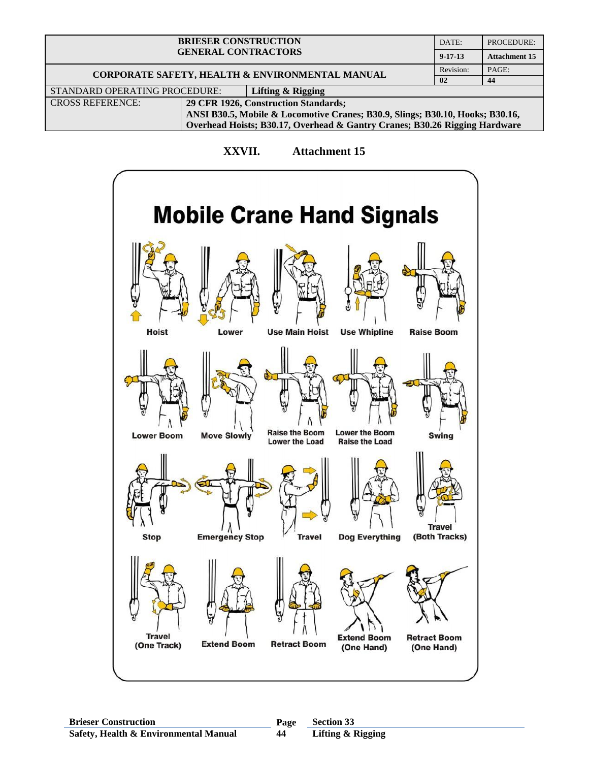| BRIESER CONSTRUCTION GENERAL CONTRACTORS | | DATE: | PROCEDURE: |
|---|---|---|---|
| | | 9-17-13 | Attachment 15 |
| CORPORATE SAFETY, HEALTH & ENVIRONMENTAL MANUAL | | Revision: | PAGE: |
| | | 02 | 44 |
| STANDARD OPERATING PROCEDURE: | Lifting & Rigging | | |
| CROSS REFERENCE: | 29 CFR 1926, Construction Standards; ANSI B30.5, Mobile & Locomotive Cranes; B30.9, Slings; B30.10, Hooks; B30.16, Overhead Hoists; B30.17, Overhead & Gantry Cranes; B30.26 Rigging Hardware | | |

## XXVII. Attachment 15

# Mobile Crane Hand Signals

Hoist

Lower

Use Main Hoist

Use Whipline

Raise Boom

Lower Boom

Move Slowly

Raise the Boom Lower the Load

Lower the Boom Raise the Load

Swing

Stop

Emergency Stop

Travel

Dog Everything

Travel (Both Tracks)

Travel (One Track)

Extend Boom

Retract Boom

Extend Boom (One Hand)

Retract Boom (One Hand)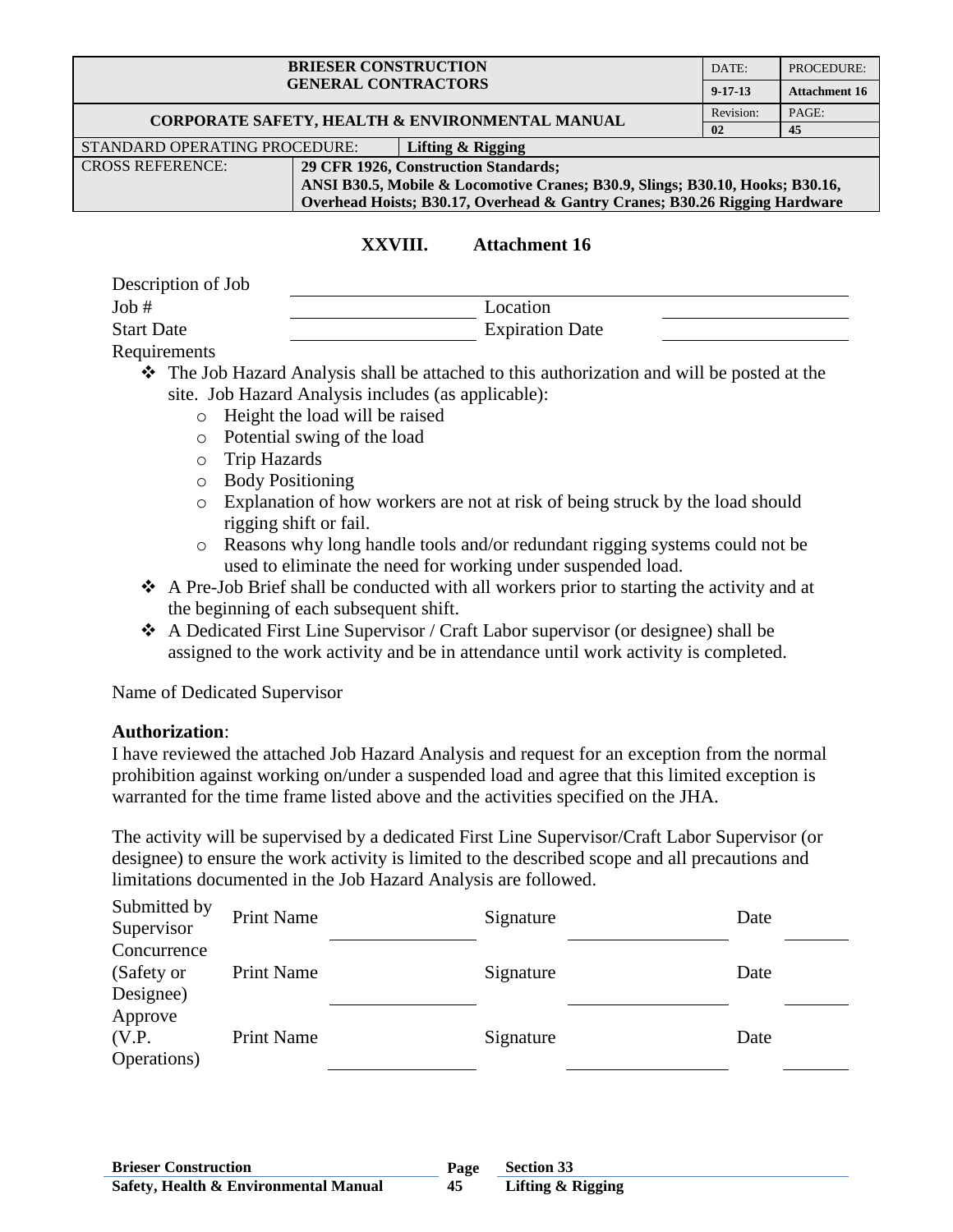## XXVIII. Attachment 16

| | | | |
|---|---|---|---|
| Description of Job | | | |
| Job # | | Location | |
| Start Date | | Expiration Date | |

Requirements

- The Job Hazard Analysis shall be attached to this authorization and will be posted at the site. Job Hazard Analysis includes (as applicable):
  - Height the load will be raised
  - Potential swing of the load
  - Trip Hazards
  - Body Positioning
  - Explanation of how workers are not at risk of being struck by the load should rigging shift or fail.
  - Reasons why long handle tools and/or redundant rigging systems could not be used to eliminate the need for working under suspended load.
- A Pre-Job Brief shall be conducted with all workers prior to starting the activity and at the beginning of each subsequent shift.
- A Dedicated First Line Supervisor / Craft Labor supervisor (or designee) shall be assigned to the work activity and be in attendance until work activity is completed.

Name of Dedicated Supervisor

**Authorization**:

I have reviewed the attached Job Hazard Analysis and request for an exception from the normal prohibition against working on/under a suspended load and agree that this limited exception is warranted for the time frame listed above and the activities specified on the JHA.

The activity will be supervised by a dedicated First Line Supervisor/Craft Labor Supervisor (or designee) to ensure the work activity is limited to the described scope and all precautions and limitations documented in the Job Hazard Analysis are followed.

| | | | | | | | |
|---|---|---|---|---|---|---|---|
| Submitted by Supervisor | Print Name | | Signature | | Date | |
| Concurrence (Safety or Designee) | Print Name | | Signature | | Date | |
| Approve (V.P. Operations) | Print Name | | Signature | | Date | |